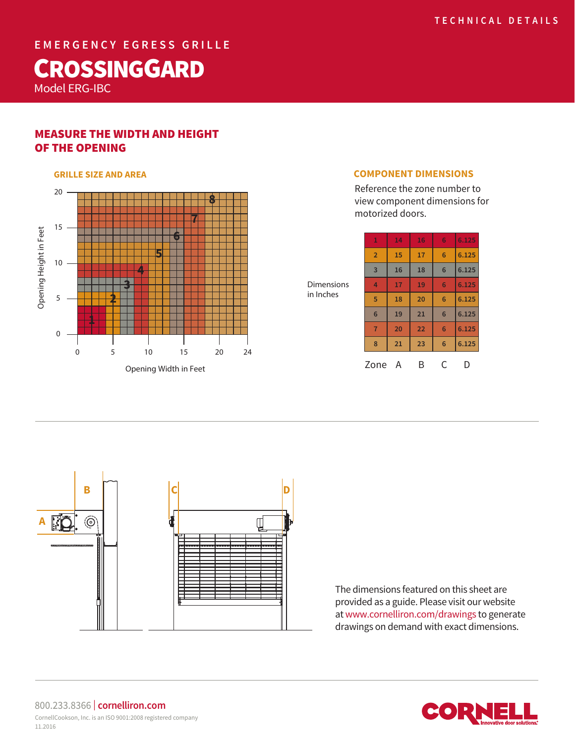TECHNICAL DETAILS

EMERGENCY EGRESS GRILLE

# CROSSINGGARD

Model ERG-IBC

## MEASURE THE WIDTH AND HEIGHT OF THE OPENING

### GRILLE SIZE AND AREA

### COMPONENT DIMENSIONS

Reference the zone number to view component dimensions for motorized doors.

Dimensions in Inches

| Zone | A | B | C | D |
|---|---|---|---|---|
| 1 | 14 | 16 | 6 | 6.125 |
| 2 | 15 | 17 | 6 | 6.125 |
| 3 | 16 | 18 | 6 | 6.125 |
| 4 | 17 | 19 | 6 | 6.125 |
| 5 | 18 | 20 | 6 | 6.125 |
| 6 | 19 | 21 | 6 | 6.125 |
| 7 | 20 | 22 | 6 | 6.125 |
| 8 | 21 | 23 | 6 | 6.125 |

The dimensions featured on this sheet are provided as a guide. Please visit our website at www.cornelliron.com/drawings to generate drawings on demand with exact dimensions.

800.233.8366 | cornelliron.com

CornellCookson, Inc. is an ISO 9001:2008 registered company

11.2016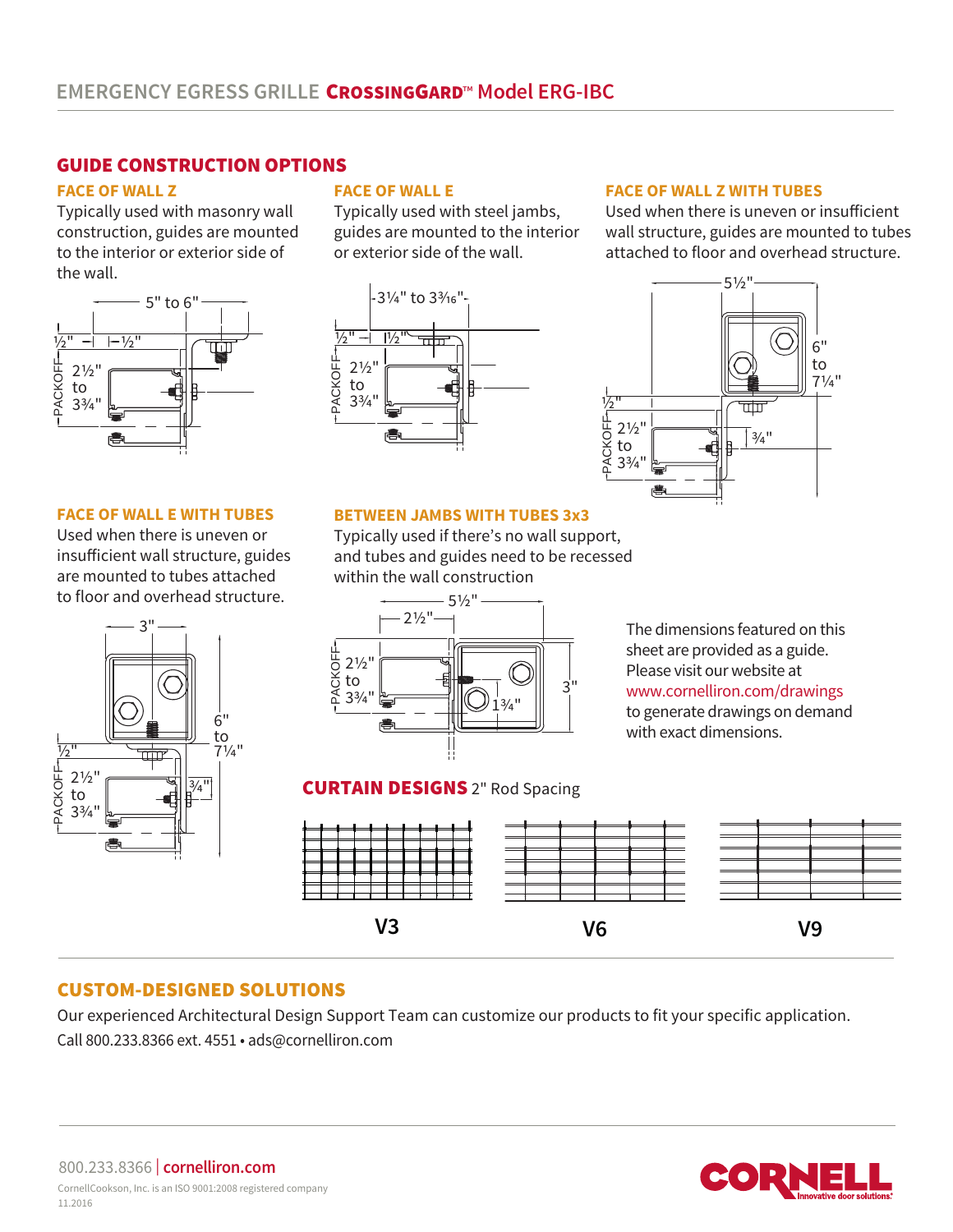# EMERGENCY EGRESS GRILLE CrossingGard™ Model ERG-IBC

## GUIDE CONSTRUCTION OPTIONS

### FACE OF WALL Z

Typically used with masonry wall construction, guides are mounted to the interior or exterior side of the wall.

5" to 6"

½"

½"

PACKOFF

2½" to 3¾"

### FACE OF WALL E

Typically used with steel jambs, guides are mounted to the interior or exterior side of the wall.

3¼" to 3⁵⁄₁₆"

½"

½"

PACKOFF

2½" to 3¾"

### FACE OF WALL Z WITH TUBES

Used when there is uneven or insufficient wall structure, guides are mounted to tubes attached to floor and overhead structure.

5½"

6" to 7¼"

½"

PACKOFF

2½" to 3¾"

¾"

### FACE OF WALL E WITH TUBES

Used when there is uneven or insufficient wall structure, guides are mounted to tubes attached to floor and overhead structure.

3"

6" to 7¼"

½"

PACKOFF

2½" to 3¾"

¾"

### BETWEEN JAMBS WITH TUBES 3x3

Typically used if there's no wall support, and tubes and guides need to be recessed within the wall construction

5½"

2½"

PACKOFF

2½" to 3¾"

3"

1¾"

The dimensions featured on this sheet are provided as a guide. Please visit our website at www.cornelliron.com/drawings to generate drawings on demand with exact dimensions.

## CURTAIN DESIGNS 2" Rod Spacing

V3

V6

V9

## CUSTOM-DESIGNED SOLUTIONS

Our experienced Architectural Design Support Team can customize our products to fit your specific application.
Call 800.233.8366 ext. 4551 • ads@cornelliron.com

800.233.8366 | cornelliron.com

CornellCookson, Inc. is an ISO 9001:2008 registered company

11.2016

CORNELL Innovative door solutions.